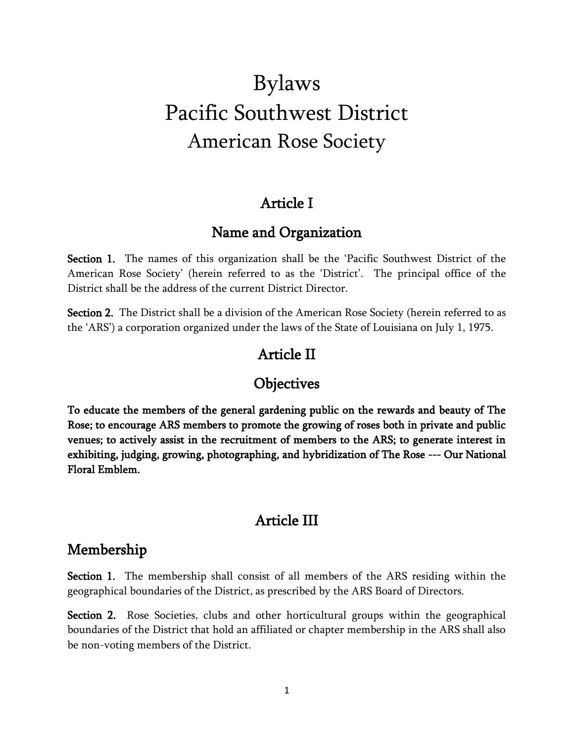# Bylaws
# Pacific Southwest District
## American Rose Society

## Article I

## Name and Organization

**Section 1.** The names of this organization shall be the 'Pacific Southwest District of the American Rose Society' (herein referred to as the 'District'. The principal office of the District shall be the address of the current District Director.

**Section 2.** The District shall be a division of the American Rose Society (herein referred to as the 'ARS') a corporation organized under the laws of the State of Louisiana on July 1, 1975.

## Article II

## Objectives

**To educate the members of the general gardening public on the rewards and beauty of The Rose; to encourage ARS members to promote the growing of roses both in private and public venues; to actively assist in the recruitment of members to the ARS; to generate interest in exhibiting, judging, growing, photographing, and hybridization of The Rose --- Our National Floral Emblem.**

## Article III

## Membership

**Section 1.** The membership shall consist of all members of the ARS residing within the geographical boundaries of the District, as prescribed by the ARS Board of Directors.

**Section 2.** Rose Societies, clubs and other horticultural groups within the geographical boundaries of the District that hold an affiliated or chapter membership in the ARS shall also be non-voting members of the District.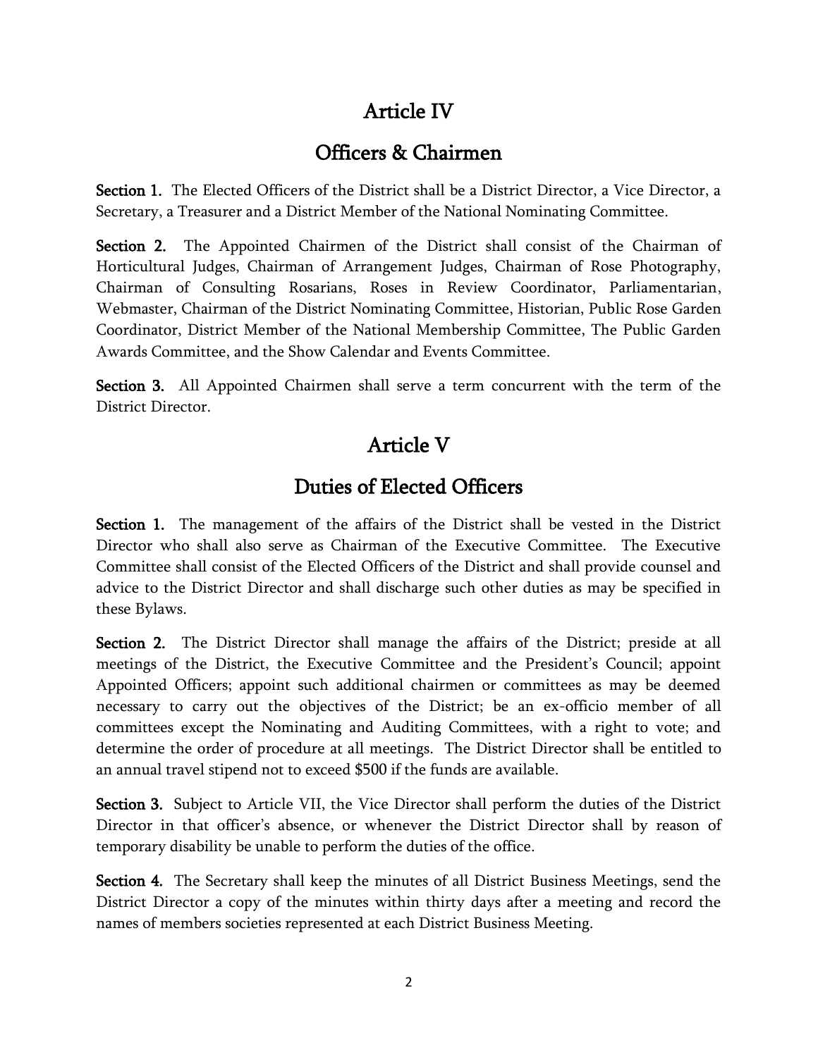## Article IV

## Officers & Chairmen

**Section 1.** The Elected Officers of the District shall be a District Director, a Vice Director, a Secretary, a Treasurer and a District Member of the National Nominating Committee.

**Section 2.** The Appointed Chairmen of the District shall consist of the Chairman of Horticultural Judges, Chairman of Arrangement Judges, Chairman of Rose Photography, Chairman of Consulting Rosarians, Roses in Review Coordinator, Parliamentarian, Webmaster, Chairman of the District Nominating Committee, Historian, Public Rose Garden Coordinator, District Member of the National Membership Committee, The Public Garden Awards Committee, and the Show Calendar and Events Committee.

**Section 3.** All Appointed Chairmen shall serve a term concurrent with the term of the District Director.

## Article V

## Duties of Elected Officers

**Section 1.** The management of the affairs of the District shall be vested in the District Director who shall also serve as Chairman of the Executive Committee. The Executive Committee shall consist of the Elected Officers of the District and shall provide counsel and advice to the District Director and shall discharge such other duties as may be specified in these Bylaws.

**Section 2.** The District Director shall manage the affairs of the District; preside at all meetings of the District, the Executive Committee and the President's Council; appoint Appointed Officers; appoint such additional chairmen or committees as may be deemed necessary to carry out the objectives of the District; be an ex-officio member of all committees except the Nominating and Auditing Committees, with a right to vote; and determine the order of procedure at all meetings. The District Director shall be entitled to an annual travel stipend not to exceed $500 if the funds are available.

**Section 3.** Subject to Article VII, the Vice Director shall perform the duties of the District Director in that officer's absence, or whenever the District Director shall by reason of temporary disability be unable to perform the duties of the office.

**Section 4.** The Secretary shall keep the minutes of all District Business Meetings, send the District Director a copy of the minutes within thirty days after a meeting and record the names of members societies represented at each District Business Meeting.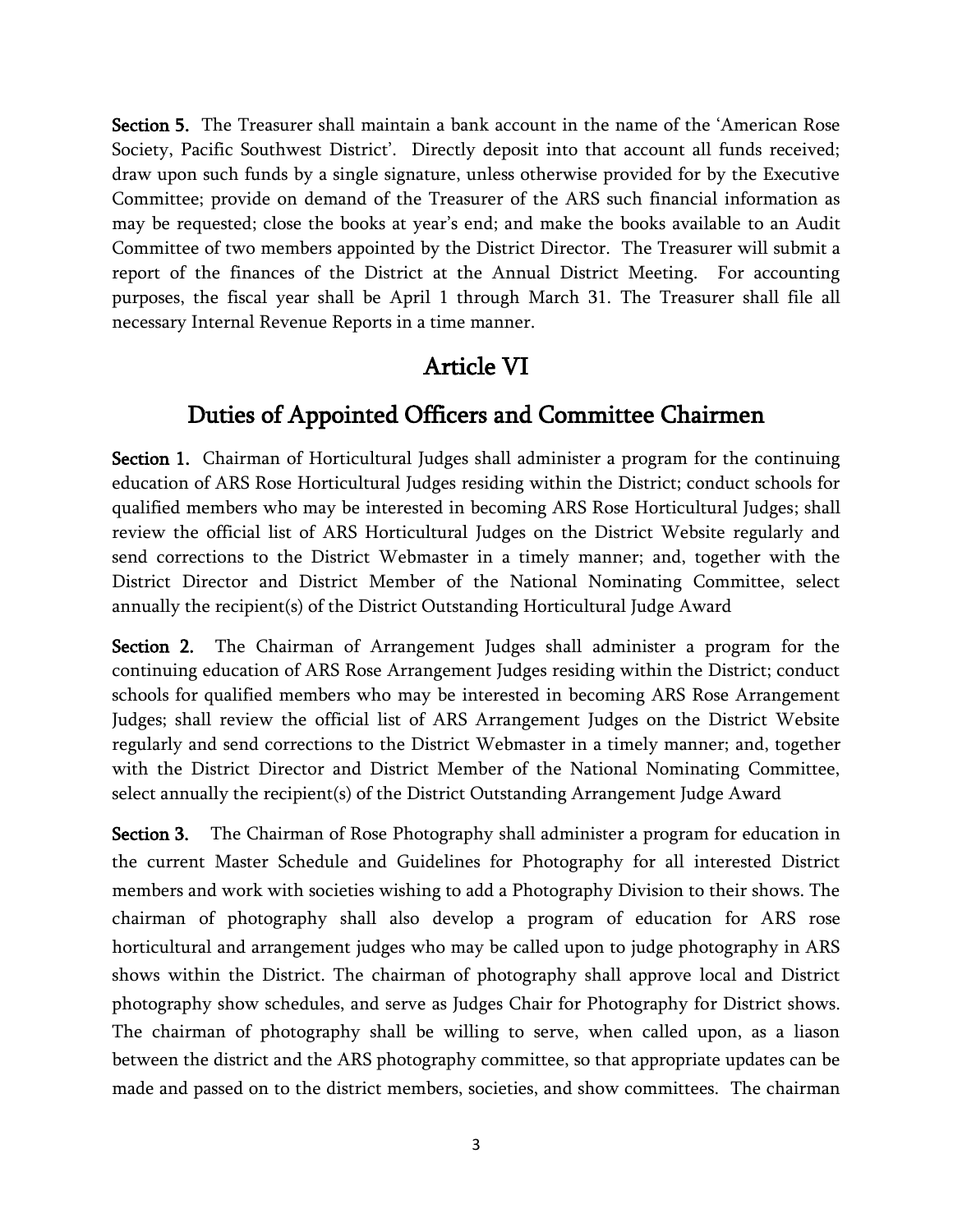**Section 5.** The Treasurer shall maintain a bank account in the name of the 'American Rose Society, Pacific Southwest District'. Directly deposit into that account all funds received; draw upon such funds by a single signature, unless otherwise provided for by the Executive Committee; provide on demand of the Treasurer of the ARS such financial information as may be requested; close the books at year's end; and make the books available to an Audit Committee of two members appointed by the District Director. The Treasurer will submit a report of the finances of the District at the Annual District Meeting. For accounting purposes, the fiscal year shall be April 1 through March 31. The Treasurer shall file all necessary Internal Revenue Reports in a time manner.

## Article VI

## Duties of Appointed Officers and Committee Chairmen

**Section 1.** Chairman of Horticultural Judges shall administer a program for the continuing education of ARS Rose Horticultural Judges residing within the District; conduct schools for qualified members who may be interested in becoming ARS Rose Horticultural Judges; shall review the official list of ARS Horticultural Judges on the District Website regularly and send corrections to the District Webmaster in a timely manner; and, together with the District Director and District Member of the National Nominating Committee, select annually the recipient(s) of the District Outstanding Horticultural Judge Award

**Section 2.** The Chairman of Arrangement Judges shall administer a program for the continuing education of ARS Rose Arrangement Judges residing within the District; conduct schools for qualified members who may be interested in becoming ARS Rose Arrangement Judges; shall review the official list of ARS Arrangement Judges on the District Website regularly and send corrections to the District Webmaster in a timely manner; and, together with the District Director and District Member of the National Nominating Committee, select annually the recipient(s) of the District Outstanding Arrangement Judge Award

**Section 3.** The Chairman of Rose Photography shall administer a program for education in the current Master Schedule and Guidelines for Photography for all interested District members and work with societies wishing to add a Photography Division to their shows. The chairman of photography shall also develop a program of education for ARS rose horticultural and arrangement judges who may be called upon to judge photography in ARS shows within the District. The chairman of photography shall approve local and District photography show schedules, and serve as Judges Chair for Photography for District shows. The chairman of photography shall be willing to serve, when called upon, as a liason between the district and the ARS photography committee, so that appropriate updates can be made and passed on to the district members, societies, and show committees. The chairman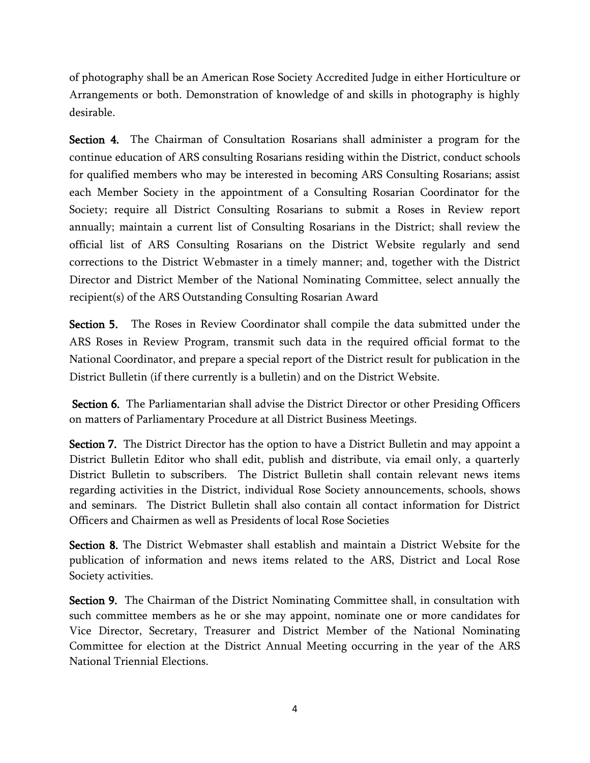of photography shall be an American Rose Society Accredited Judge in either Horticulture or Arrangements or both. Demonstration of knowledge of and skills in photography is highly desirable.

**Section 4.** The Chairman of Consultation Rosarians shall administer a program for the continue education of ARS consulting Rosarians residing within the District, conduct schools for qualified members who may be interested in becoming ARS Consulting Rosarians; assist each Member Society in the appointment of a Consulting Rosarian Coordinator for the Society; require all District Consulting Rosarians to submit a Roses in Review report annually; maintain a current list of Consulting Rosarians in the District; shall review the official list of ARS Consulting Rosarians on the District Website regularly and send corrections to the District Webmaster in a timely manner; and, together with the District Director and District Member of the National Nominating Committee, select annually the recipient(s) of the ARS Outstanding Consulting Rosarian Award

**Section 5.** The Roses in Review Coordinator shall compile the data submitted under the ARS Roses in Review Program, transmit such data in the required official format to the National Coordinator, and prepare a special report of the District result for publication in the District Bulletin (if there currently is a bulletin) and on the District Website.

**Section 6.** The Parliamentarian shall advise the District Director or other Presiding Officers on matters of Parliamentary Procedure at all District Business Meetings.

**Section 7.** The District Director has the option to have a District Bulletin and may appoint a District Bulletin Editor who shall edit, publish and distribute, via email only, a quarterly District Bulletin to subscribers. The District Bulletin shall contain relevant news items regarding activities in the District, individual Rose Society announcements, schools, shows and seminars. The District Bulletin shall also contain all contact information for District Officers and Chairmen as well as Presidents of local Rose Societies

**Section 8.** The District Webmaster shall establish and maintain a District Website for the publication of information and news items related to the ARS, District and Local Rose Society activities.

**Section 9.** The Chairman of the District Nominating Committee shall, in consultation with such committee members as he or she may appoint, nominate one or more candidates for Vice Director, Secretary, Treasurer and District Member of the National Nominating Committee for election at the District Annual Meeting occurring in the year of the ARS National Triennial Elections.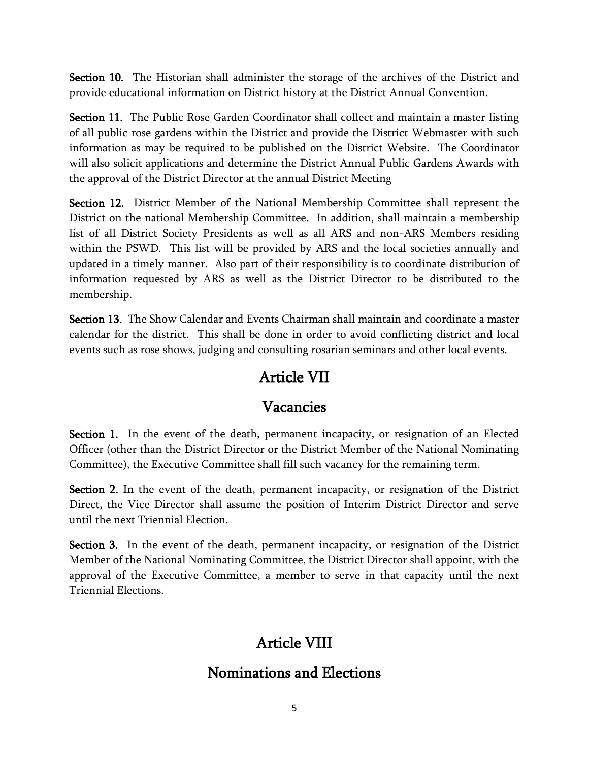**Section 10.** The Historian shall administer the storage of the archives of the District and provide educational information on District history at the District Annual Convention.

**Section 11.** The Public Rose Garden Coordinator shall collect and maintain a master listing of all public rose gardens within the District and provide the District Webmaster with such information as may be required to be published on the District Website. The Coordinator will also solicit applications and determine the District Annual Public Gardens Awards with the approval of the District Director at the annual District Meeting

**Section 12.** District Member of the National Membership Committee shall represent the District on the national Membership Committee. In addition, shall maintain a membership list of all District Society Presidents as well as all ARS and non-ARS Members residing within the PSWD. This list will be provided by ARS and the local societies annually and updated in a timely manner. Also part of their responsibility is to coordinate distribution of information requested by ARS as well as the District Director to be distributed to the membership.

**Section 13.** The Show Calendar and Events Chairman shall maintain and coordinate a master calendar for the district. This shall be done in order to avoid conflicting district and local events such as rose shows, judging and consulting rosarian seminars and other local events.

## Article VII

## Vacancies

**Section 1.** In the event of the death, permanent incapacity, or resignation of an Elected Officer (other than the District Director or the District Member of the National Nominating Committee), the Executive Committee shall fill such vacancy for the remaining term.

**Section 2.** In the event of the death, permanent incapacity, or resignation of the District Direct, the Vice Director shall assume the position of Interim District Director and serve until the next Triennial Election.

**Section 3.** In the event of the death, permanent incapacity, or resignation of the District Member of the National Nominating Committee, the District Director shall appoint, with the approval of the Executive Committee, a member to serve in that capacity until the next Triennial Elections.

## Article VIII

## Nominations and Elections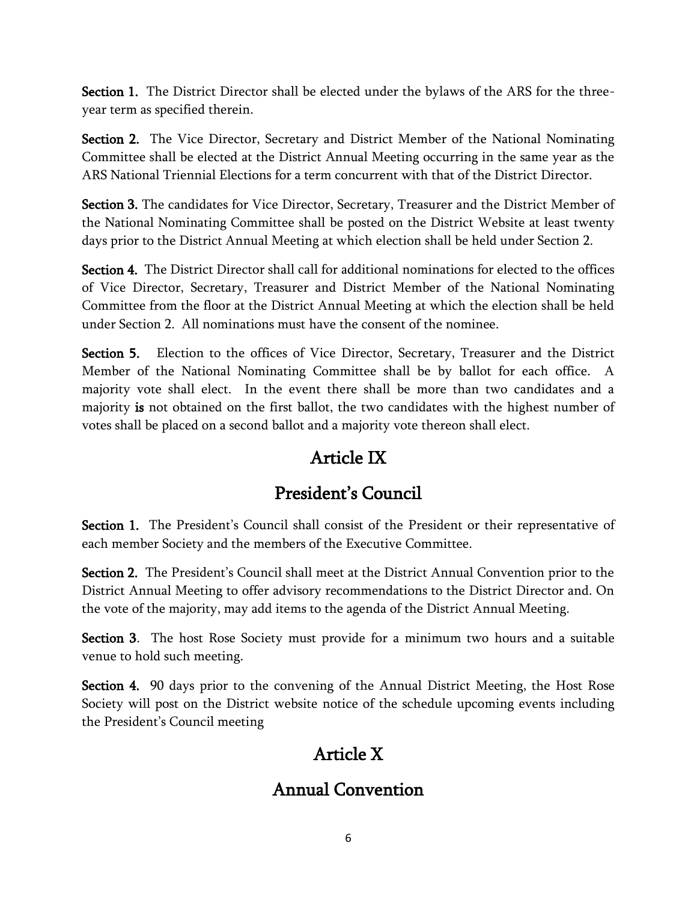**Section 1.** The District Director shall be elected under the bylaws of the ARS for the three-year term as specified therein.

**Section 2.** The Vice Director, Secretary and District Member of the National Nominating Committee shall be elected at the District Annual Meeting occurring in the same year as the ARS National Triennial Elections for a term concurrent with that of the District Director.

**Section 3.** The candidates for Vice Director, Secretary, Treasurer and the District Member of the National Nominating Committee shall be posted on the District Website at least twenty days prior to the District Annual Meeting at which election shall be held under Section 2.

**Section 4.** The District Director shall call for additional nominations for elected to the offices of Vice Director, Secretary, Treasurer and District Member of the National Nominating Committee from the floor at the District Annual Meeting at which the election shall be held under Section 2. All nominations must have the consent of the nominee.

**Section 5.** Election to the offices of Vice Director, Secretary, Treasurer and the District Member of the National Nominating Committee shall be by ballot for each office. A majority vote shall elect. In the event there shall be more than two candidates and a majority **is** not obtained on the first ballot, the two candidates with the highest number of votes shall be placed on a second ballot and a majority vote thereon shall elect.

## Article IX

## President's Council

**Section 1.** The President's Council shall consist of the President or their representative of each member Society and the members of the Executive Committee.

**Section 2.** The President's Council shall meet at the District Annual Convention prior to the District Annual Meeting to offer advisory recommendations to the District Director and. On the vote of the majority, may add items to the agenda of the District Annual Meeting.

**Section 3**. The host Rose Society must provide for a minimum two hours and a suitable venue to hold such meeting.

**Section 4.** 90 days prior to the convening of the Annual District Meeting, the Host Rose Society will post on the District website notice of the schedule upcoming events including the President's Council meeting

## Article X

## Annual Convention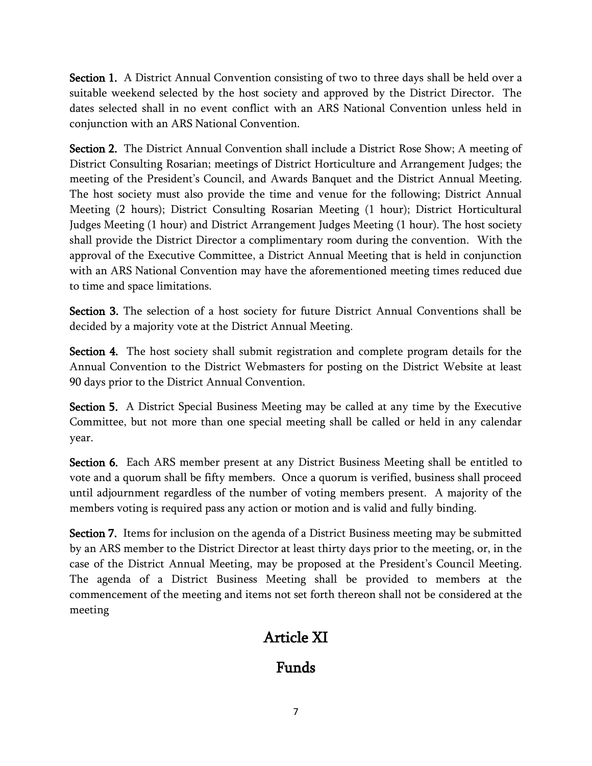**Section 1.** A District Annual Convention consisting of two to three days shall be held over a suitable weekend selected by the host society and approved by the District Director. The dates selected shall in no event conflict with an ARS National Convention unless held in conjunction with an ARS National Convention.

**Section 2.** The District Annual Convention shall include a District Rose Show; A meeting of District Consulting Rosarian; meetings of District Horticulture and Arrangement Judges; the meeting of the President's Council, and Awards Banquet and the District Annual Meeting. The host society must also provide the time and venue for the following; District Annual Meeting (2 hours); District Consulting Rosarian Meeting (1 hour); District Horticultural Judges Meeting (1 hour) and District Arrangement Judges Meeting (1 hour). The host society shall provide the District Director a complimentary room during the convention. With the approval of the Executive Committee, a District Annual Meeting that is held in conjunction with an ARS National Convention may have the aforementioned meeting times reduced due to time and space limitations.

**Section 3.** The selection of a host society for future District Annual Conventions shall be decided by a majority vote at the District Annual Meeting.

**Section 4.** The host society shall submit registration and complete program details for the Annual Convention to the District Webmasters for posting on the District Website at least 90 days prior to the District Annual Convention.

**Section 5.** A District Special Business Meeting may be called at any time by the Executive Committee, but not more than one special meeting shall be called or held in any calendar year.

**Section 6.** Each ARS member present at any District Business Meeting shall be entitled to vote and a quorum shall be fifty members. Once a quorum is verified, business shall proceed until adjournment regardless of the number of voting members present. A majority of the members voting is required pass any action or motion and is valid and fully binding.

**Section 7.** Items for inclusion on the agenda of a District Business meeting may be submitted by an ARS member to the District Director at least thirty days prior to the meeting, or, in the case of the District Annual Meeting, may be proposed at the President's Council Meeting. The agenda of a District Business Meeting shall be provided to members at the commencement of the meeting and items not set forth thereon shall not be considered at the meeting

## Article XI

## Funds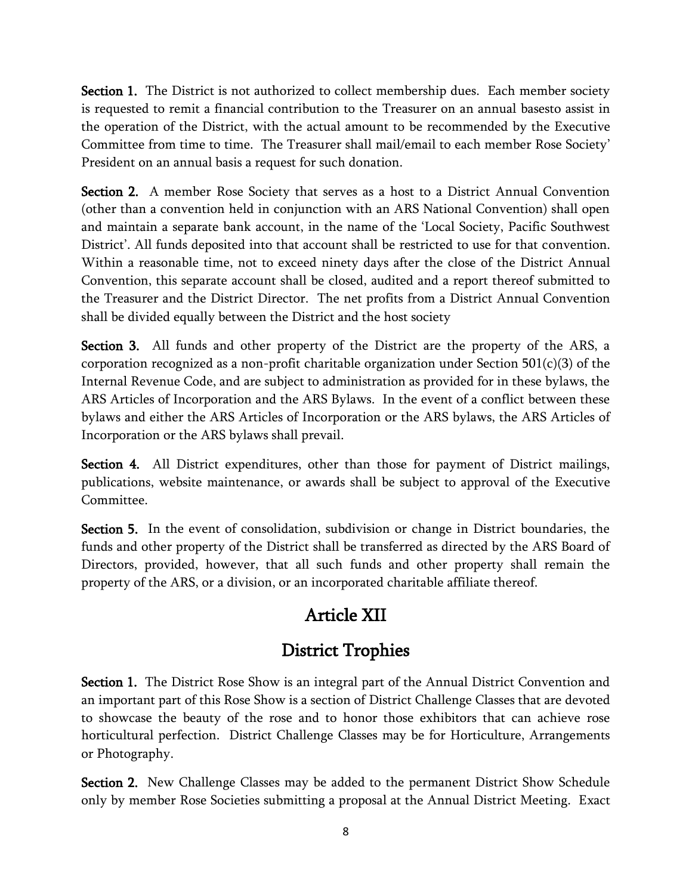**Section 1.** The District is not authorized to collect membership dues. Each member society is requested to remit a financial contribution to the Treasurer on an annual basesto assist in the operation of the District, with the actual amount to be recommended by the Executive Committee from time to time. The Treasurer shall mail/email to each member Rose Society' President on an annual basis a request for such donation.

**Section 2.** A member Rose Society that serves as a host to a District Annual Convention (other than a convention held in conjunction with an ARS National Convention) shall open and maintain a separate bank account, in the name of the 'Local Society, Pacific Southwest District'. All funds deposited into that account shall be restricted to use for that convention. Within a reasonable time, not to exceed ninety days after the close of the District Annual Convention, this separate account shall be closed, audited and a report thereof submitted to the Treasurer and the District Director. The net profits from a District Annual Convention shall be divided equally between the District and the host society

**Section 3.** All funds and other property of the District are the property of the ARS, a corporation recognized as a non-profit charitable organization under Section 501(c)(3) of the Internal Revenue Code, and are subject to administration as provided for in these bylaws, the ARS Articles of Incorporation and the ARS Bylaws. In the event of a conflict between these bylaws and either the ARS Articles of Incorporation or the ARS bylaws, the ARS Articles of Incorporation or the ARS bylaws shall prevail.

**Section 4.** All District expenditures, other than those for payment of District mailings, publications, website maintenance, or awards shall be subject to approval of the Executive Committee.

**Section 5.** In the event of consolidation, subdivision or change in District boundaries, the funds and other property of the District shall be transferred as directed by the ARS Board of Directors, provided, however, that all such funds and other property shall remain the property of the ARS, or a division, or an incorporated charitable affiliate thereof.

## Article XII

## District Trophies

**Section 1.** The District Rose Show is an integral part of the Annual District Convention and an important part of this Rose Show is a section of District Challenge Classes that are devoted to showcase the beauty of the rose and to honor those exhibitors that can achieve rose horticultural perfection. District Challenge Classes may be for Horticulture, Arrangements or Photography.

**Section 2.** New Challenge Classes may be added to the permanent District Show Schedule only by member Rose Societies submitting a proposal at the Annual District Meeting. Exact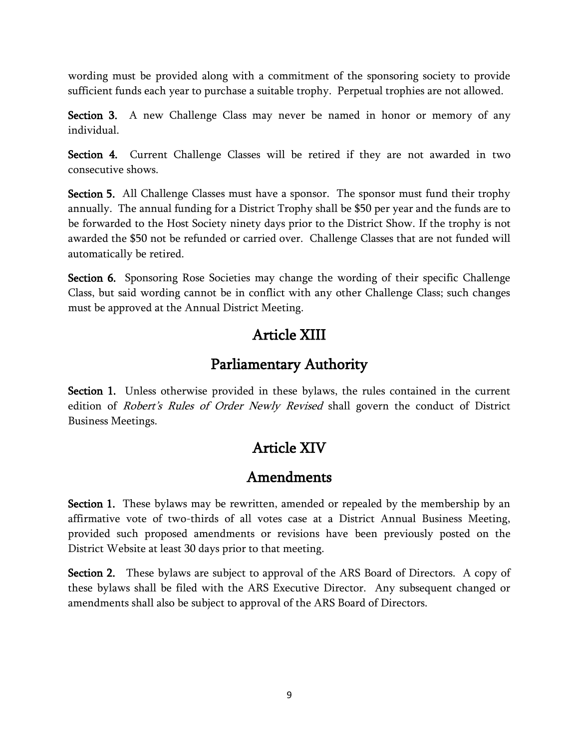wording must be provided along with a commitment of the sponsoring society to provide sufficient funds each year to purchase a suitable trophy. Perpetual trophies are not allowed.

**Section 3.** A new Challenge Class may never be named in honor or memory of any individual.

**Section 4.** Current Challenge Classes will be retired if they are not awarded in two consecutive shows.

**Section 5.** All Challenge Classes must have a sponsor. The sponsor must fund their trophy annually. The annual funding for a District Trophy shall be $50 per year and the funds are to be forwarded to the Host Society ninety days prior to the District Show. If the trophy is not awarded the $50 not be refunded or carried over. Challenge Classes that are not funded will automatically be retired.

**Section 6.** Sponsoring Rose Societies may change the wording of their specific Challenge Class, but said wording cannot be in conflict with any other Challenge Class; such changes must be approved at the Annual District Meeting.

# Article XIII

## Parliamentary Authority

**Section 1.** Unless otherwise provided in these bylaws, the rules contained in the current edition of *Robert's Rules of Order Newly Revised* shall govern the conduct of District Business Meetings.

# Article XIV

## Amendments

**Section 1.** These bylaws may be rewritten, amended or repealed by the membership by an affirmative vote of two-thirds of all votes case at a District Annual Business Meeting, provided such proposed amendments or revisions have been previously posted on the District Website at least 30 days prior to that meeting.

**Section 2.** These bylaws are subject to approval of the ARS Board of Directors. A copy of these bylaws shall be filed with the ARS Executive Director. Any subsequent changed or amendments shall also be subject to approval of the ARS Board of Directors.